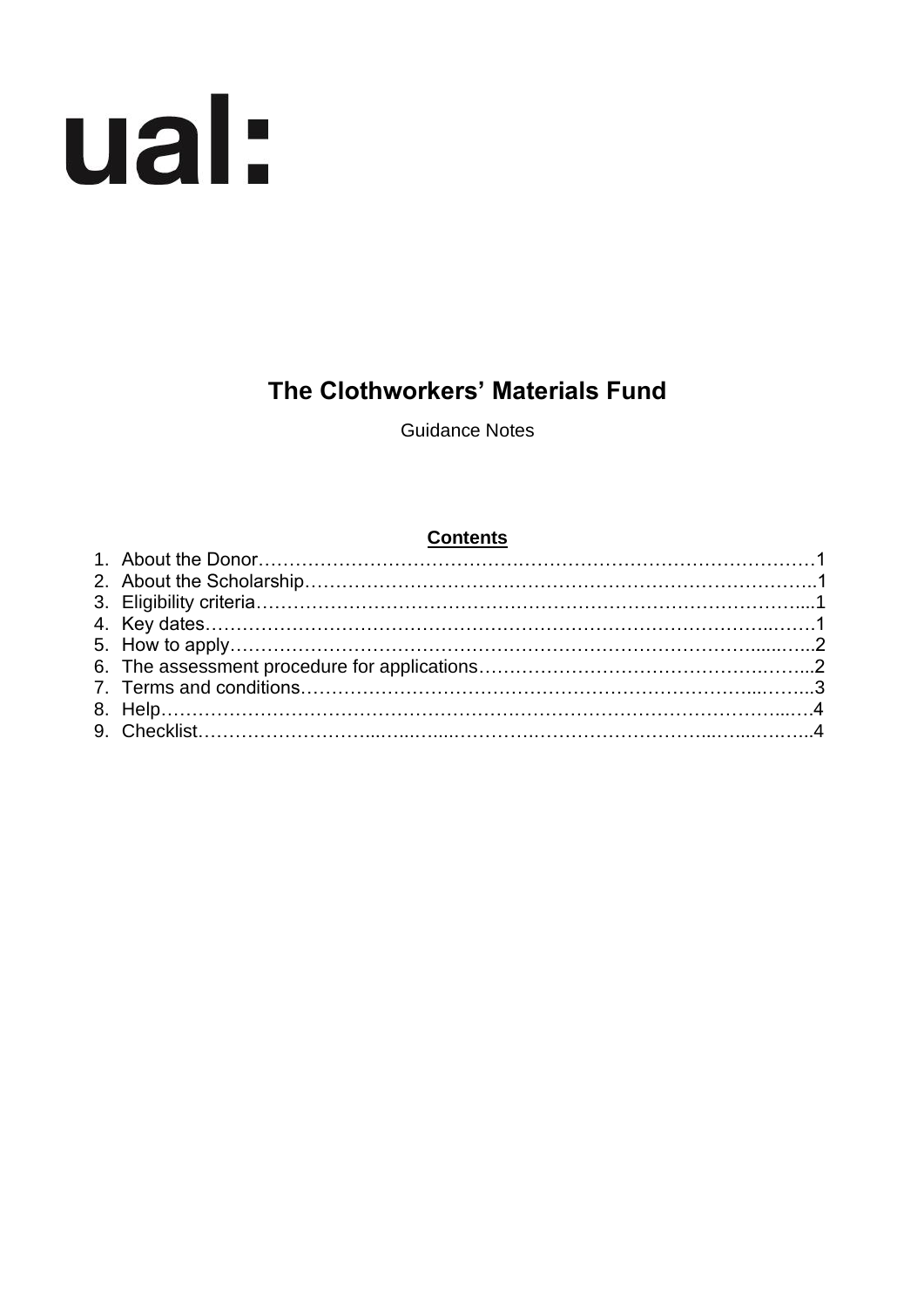ual:

# The Clothworkers' Materials Fund

Guidance Notes

**Contents**

1. About the Donor……………………………………………………………………………1
2. About the Scholarship…………………………………………………………………….1
3. Eligibility criteria…………………………………………………………………………....1
4. Key dates……………………………………………………………………………..……1
5. How to apply………………………………………………………………………......…..2
6. The assessment procedure for applications…………………………………….……...2
7. Terms and conditions……………………………………………………………...……...3
8. Help…………………………………………………………………………………...….4
9. Checklist……………………...…..…....………….…………………………...…...……..4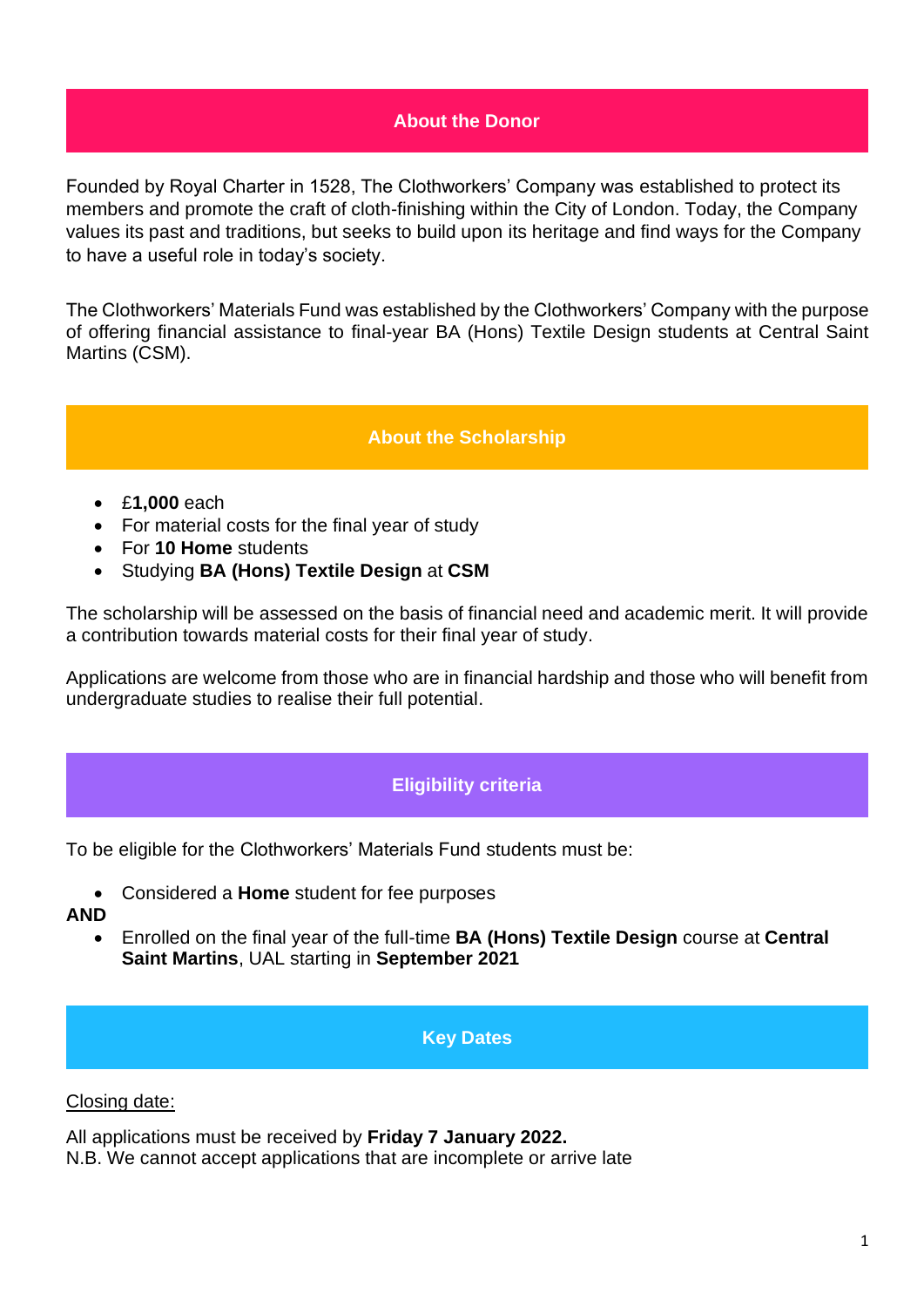## About the Donor

Founded by Royal Charter in 1528, The Clothworkers' Company was established to protect its members and promote the craft of cloth-finishing within the City of London. Today, the Company values its past and traditions, but seeks to build upon its heritage and find ways for the Company to have a useful role in today's society.

The Clothworkers' Materials Fund was established by the Clothworkers' Company with the purpose of offering financial assistance to final-year BA (Hons) Textile Design students at Central Saint Martins (CSM).

## About the Scholarship

- £**1,000** each
- For material costs for the final year of study
- For **10 Home** students
- Studying **BA (Hons) Textile Design** at **CSM**

The scholarship will be assessed on the basis of financial need and academic merit. It will provide a contribution towards material costs for their final year of study.

Applications are welcome from those who are in financial hardship and those who will benefit from undergraduate studies to realise their full potential.

## Eligibility criteria

To be eligible for the Clothworkers' Materials Fund students must be:

- Considered a **Home** student for fee purposes

**AND**

- Enrolled on the final year of the full-time **BA (Hons) Textile Design** course at **Central Saint Martins**, UAL starting in **September 2021**

## Key Dates

Closing date:

All applications must be received by **Friday 7 January 2022.**
N.B. We cannot accept applications that are incomplete or arrive late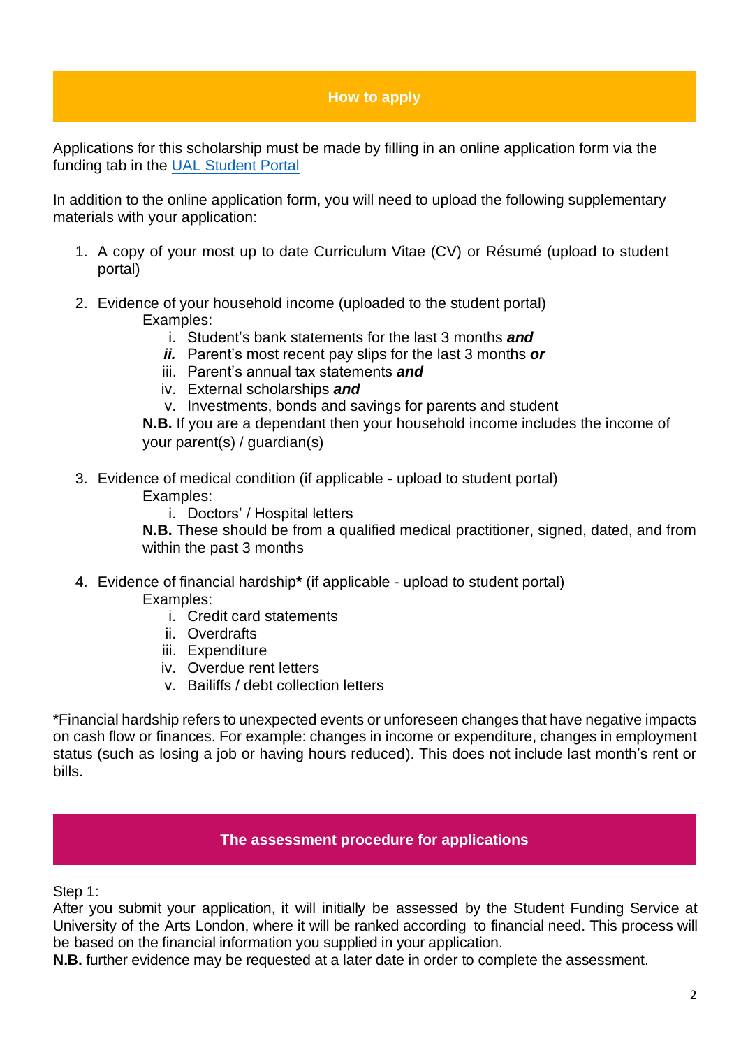## How to apply

Applications for this scholarship must be made by filling in an online application form via the funding tab in the [UAL Student Portal](#)

In addition to the online application form, you will need to upload the following supplementary materials with your application:

1. A copy of your most up to date Curriculum Vitae (CV) or Résumé (upload to student portal)

2. Evidence of your household income (uploaded to the student portal)

   Examples:

   i. Student's bank statements for the last 3 months ***and***
   ***ii.*** Parent's most recent pay slips for the last 3 months ***or***
   iii. Parent's annual tax statements ***and***
   iv. External scholarships ***and***
   v. Investments, bonds and savings for parents and student

   **N.B.** If you are a dependant then your household income includes the income of your parent(s) / guardian(s)

3. Evidence of medical condition (if applicable - upload to student portal)

   Examples:

   i. Doctors' / Hospital letters

   **N.B.** These should be from a qualified medical practitioner, signed, dated, and from within the past 3 months

4. Evidence of financial hardship**\*** (if applicable - upload to student portal)

   Examples:

   i. Credit card statements
   ii. Overdrafts
   iii. Expenditure
   iv. Overdue rent letters
   v. Bailiffs / debt collection letters

*Financial hardship refers to unexpected events or unforeseen changes that have negative impacts on cash flow or finances. For example: changes in income or expenditure, changes in employment status (such as losing a job or having hours reduced). This does not include last month's rent or bills.

## The assessment procedure for applications

Step 1:
After you submit your application, it will initially be assessed by the Student Funding Service at University of the Arts London, where it will be ranked according to financial need. This process will be based on the financial information you supplied in your application.
**N.B.** further evidence may be requested at a later date in order to complete the assessment.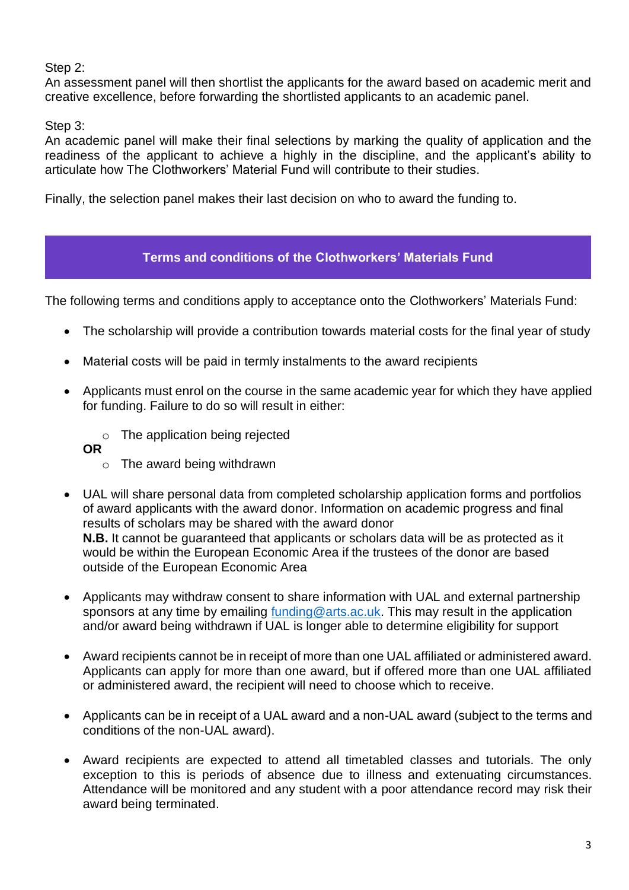Step 2:
An assessment panel will then shortlist the applicants for the award based on academic merit and creative excellence, before forwarding the shortlisted applicants to an academic panel.

Step 3:
An academic panel will make their final selections by marking the quality of application and the readiness of the applicant to achieve a highly in the discipline, and the applicant's ability to articulate how The Clothworkers' Material Fund will contribute to their studies.

Finally, the selection panel makes their last decision on who to award the funding to.

## Terms and conditions of the Clothworkers' Materials Fund

The following terms and conditions apply to acceptance onto the Clothworkers' Materials Fund:

- The scholarship will provide a contribution towards material costs for the final year of study
- Material costs will be paid in termly instalments to the award recipients
- Applicants must enrol on the course in the same academic year for which they have applied for funding. Failure to do so will result in either:
  - The application being rejected

  **OR**
  - The award being withdrawn
- UAL will share personal data from completed scholarship application forms and portfolios of award applicants with the award donor. Information on academic progress and final results of scholars may be shared with the award donor
  **N.B.** It cannot be guaranteed that applicants or scholars data will be as protected as it would be within the European Economic Area if the trustees of the donor are based outside of the European Economic Area
- Applicants may withdraw consent to share information with UAL and external partnership sponsors at any time by emailing [funding@arts.ac.uk](mailto:funding@arts.ac.uk). This may result in the application and/or award being withdrawn if UAL is longer able to determine eligibility for support
- Award recipients cannot be in receipt of more than one UAL affiliated or administered award. Applicants can apply for more than one award, but if offered more than one UAL affiliated or administered award, the recipient will need to choose which to receive.
- Applicants can be in receipt of a UAL award and a non-UAL award (subject to the terms and conditions of the non-UAL award).
- Award recipients are expected to attend all timetabled classes and tutorials. The only exception to this is periods of absence due to illness and extenuating circumstances. Attendance will be monitored and any student with a poor attendance record may risk their award being terminated.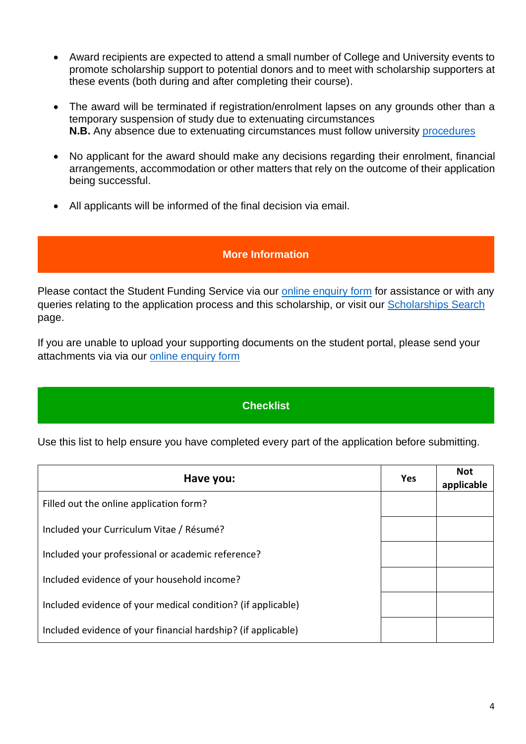- Award recipients are expected to attend a small number of College and University events to promote scholarship support to potential donors and to meet with scholarship supporters at these events (both during and after completing their course).

- The award will be terminated if registration/enrolment lapses on any grounds other than a temporary suspension of study due to extenuating circumstances
**N.B.** Any absence due to extenuating circumstances must follow university procedures

- No applicant for the award should make any decisions regarding their enrolment, financial arrangements, accommodation or other matters that rely on the outcome of their application being successful.

- All applicants will be informed of the final decision via email.

## More Information

Please contact the Student Funding Service via our online enquiry form for assistance or with any queries relating to the application process and this scholarship, or visit our Scholarships Search page.

If you are unable to upload your supporting documents on the student portal, please send your attachments via via our online enquiry form

## Checklist

Use this list to help ensure you have completed every part of the application before submitting.

| Have you: | Yes | Not applicable |
|---|---|---|
| Filled out the online application form? | | |
| Included your Curriculum Vitae / Résumé? | | |
| Included your professional or academic reference? | | |
| Included evidence of your household income? | | |
| Included evidence of your medical condition? (if applicable) | | |
| Included evidence of your financial hardship? (if applicable) | | |